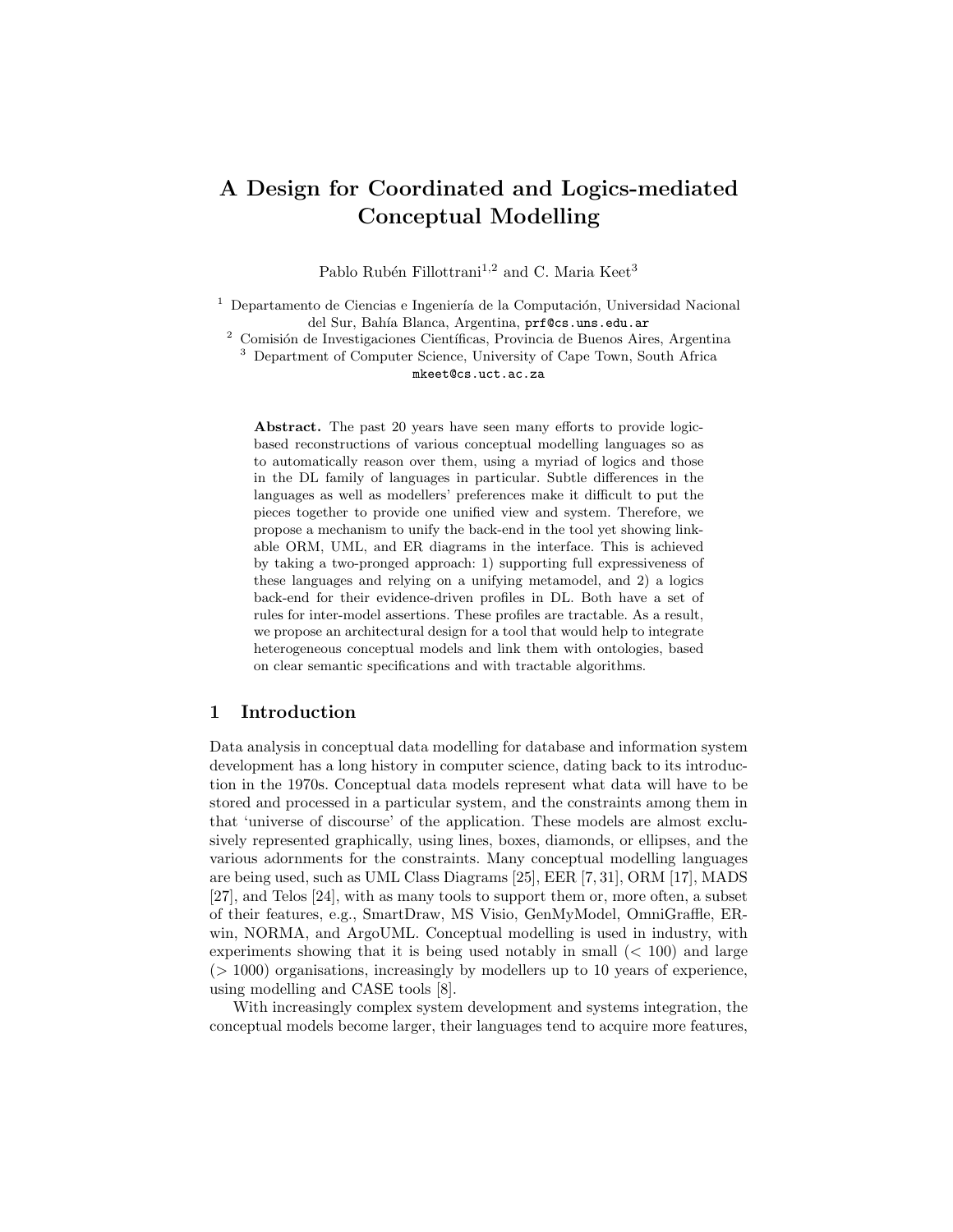# A Design for Coordinated and Logics-mediated Conceptual Modelling

Pablo Rubén Fillottrani[1,2] and C. Maria Keet[3]

[1] Departamento de Ciencias e Ingeniería de la Computación, Universidad Nacional del Sur, Bahía Blanca, Argentina, prf@cs.uns.edu.ar

[2] Comisión de Investigaciones Científicas, Provincia de Buenos Aires, Argentina

[3] Department of Computer Science, University of Cape Town, South Africa mkeet@cs.uct.ac.za

**Abstract.** The past 20 years have seen many efforts to provide logic-based reconstructions of various conceptual modelling languages so as to automatically reason over them, using a myriad of logics and those in the DL family of languages in particular. Subtle differences in the languages as well as modellers' preferences make it difficult to put the pieces together to provide one unified view and system. Therefore, we propose a mechanism to unify the back-end in the tool yet showing linkable ORM, UML, and ER diagrams in the interface. This is achieved by taking a two-pronged approach: 1) supporting full expressiveness of these languages and relying on a unifying metamodel, and 2) a logics back-end for their evidence-driven profiles in DL. Both have a set of rules for inter-model assertions. These profiles are tractable. As a result, we propose an architectural design for a tool that would help to integrate heterogeneous conceptual models and link them with ontologies, based on clear semantic specifications and with tractable algorithms.

## 1 Introduction

Data analysis in conceptual data modelling for database and information system development has a long history in computer science, dating back to its introduction in the 1970s. Conceptual data models represent what data will have to be stored and processed in a particular system, and the constraints among them in that 'universe of discourse' of the application. These models are almost exclusively represented graphically, using lines, boxes, diamonds, or ellipses, and the various adornments for the constraints. Many conceptual modelling languages are being used, such as UML Class Diagrams [25], EER [7, 31], ORM [17], MADS [27], and Telos [24], with as many tools to support them or, more often, a subset of their features, e.g., SmartDraw, MS Visio, GenMyModel, OmniGraffle, ERwin, NORMA, and ArgoUML. Conceptual modelling is used in industry, with experiments showing that it is being used notably in small (< 100) and large (> 1000) organisations, increasingly by modellers up to 10 years of experience, using modelling and CASE tools [8].

With increasingly complex system development and systems integration, the conceptual models become larger, their languages tend to acquire more features,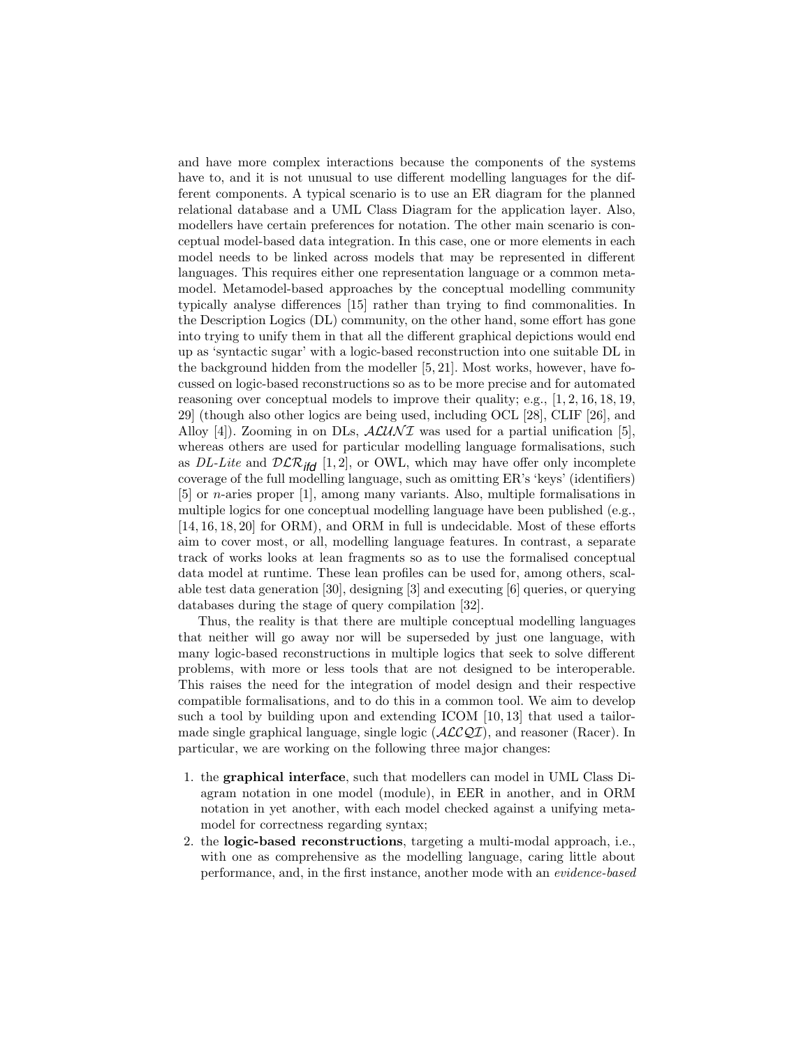and have more complex interactions because the components of the systems have to, and it is not unusual to use different modelling languages for the different components. A typical scenario is to use an ER diagram for the planned relational database and a UML Class Diagram for the application layer. Also, modellers have certain preferences for notation. The other main scenario is conceptual model-based data integration. In this case, one or more elements in each model needs to be linked across models that may be represented in different languages. This requires either one representation language or a common metamodel. Metamodel-based approaches by the conceptual modelling community typically analyse differences [15] rather than trying to find commonalities. In the Description Logics (DL) community, on the other hand, some effort has gone into trying to unify them in that all the different graphical depictions would end up as 'syntactic sugar' with a logic-based reconstruction into one suitable DL in the background hidden from the modeller [5, 21]. Most works, however, have focussed on logic-based reconstructions so as to be more precise and for automated reasoning over conceptual models to improve their quality; e.g., [1, 2, 16, 18, 19, 29] (though also other logics are being used, including OCL [28], CLIF [26], and Alloy [4]). Zooming in on DLs, $\mathcal{ALUNI}$ was used for a partial unification [5], whereas others are used for particular modelling language formalisations, such as *DL-Lite* and $\mathcal{DLR}_{ifd}$ [1, 2], or OWL, which may have offer only incomplete coverage of the full modelling language, such as omitting ER's 'keys' (identifiers) [5] or *n*-aries proper [1], among many variants. Also, multiple formalisations in multiple logics for one conceptual modelling language have been published (e.g., [14, 16, 18, 20] for ORM), and ORM in full is undecidable. Most of these efforts aim to cover most, or all, modelling language features. In contrast, a separate track of works looks at lean fragments so as to use the formalised conceptual data model at runtime. These lean profiles can be used for, among others, scalable test data generation [30], designing [3] and executing [6] queries, or querying databases during the stage of query compilation [32].

Thus, the reality is that there are multiple conceptual modelling languages that neither will go away nor will be superseded by just one language, with many logic-based reconstructions in multiple logics that seek to solve different problems, with more or less tools that are not designed to be interoperable. This raises the need for the integration of model design and their respective compatible formalisations, and to do this in a common tool. We aim to develop such a tool by building upon and extending ICOM [10, 13] that used a tailor-made single graphical language, single logic ($\mathcal{ALCQI}$), and reasoner (Racer). In particular, we are working on the following three major changes:

1. the **graphical interface**, such that modellers can model in UML Class Diagram notation in one model (module), in EER in another, and in ORM notation in yet another, with each model checked against a unifying metamodel for correctness regarding syntax;
2. the **logic-based reconstructions**, targeting a multi-modal approach, i.e., with one as comprehensive as the modelling language, caring little about performance, and, in the first instance, another mode with an *evidence-based*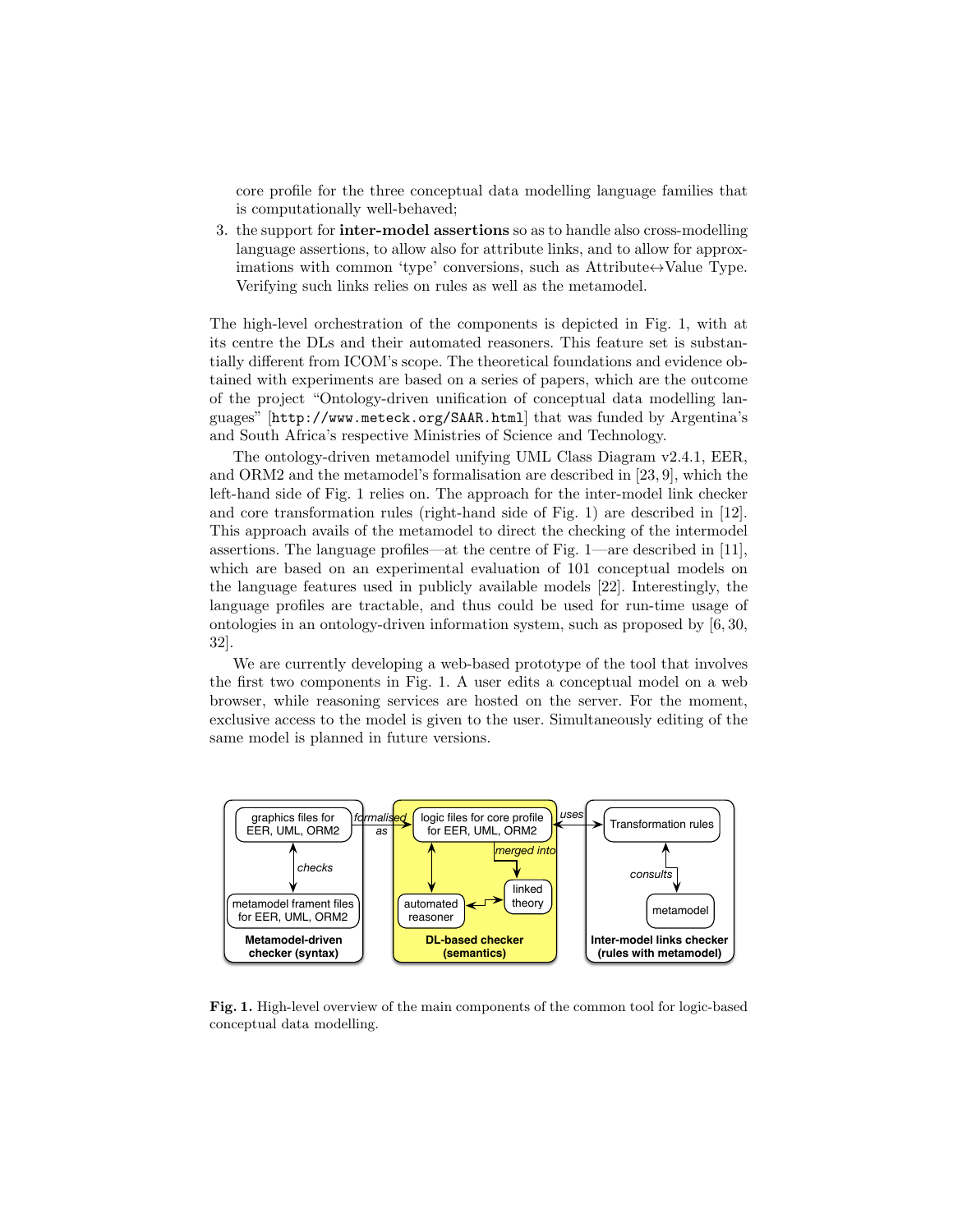core profile for the three conceptual data modelling language families that is computationally well-behaved;

3. the support for **inter-model assertions** so as to handle also cross-modelling language assertions, to allow also for attribute links, and to allow for approximations with common 'type' conversions, such as Attribute↔Value Type. Verifying such links relies on rules as well as the metamodel.

The high-level orchestration of the components is depicted in Fig. 1, with at its centre the DLs and their automated reasoners. This feature set is substantially different from ICOM's scope. The theoretical foundations and evidence obtained with experiments are based on a series of papers, which are the outcome of the project "Ontology-driven unification of conceptual data modelling languages" [`http://www.meteck.org/SAAR.html`] that was funded by Argentina's and South Africa's respective Ministries of Science and Technology.

The ontology-driven metamodel unifying UML Class Diagram v2.4.1, EER, and ORM2 and the metamodel's formalisation are described in [23, 9], which the left-hand side of Fig. 1 relies on. The approach for the inter-model link checker and core transformation rules (right-hand side of Fig. 1) are described in [12]. This approach avails of the metamodel to direct the checking of the intermodel assertions. The language profiles—at the centre of Fig. 1—are described in [11], which are based on an experimental evaluation of 101 conceptual models on the language features used in publicly available models [22]. Interestingly, the language profiles are tractable, and thus could be used for run-time usage of ontologies in an ontology-driven information system, such as proposed by [6, 30, 32].

We are currently developing a web-based prototype of the tool that involves the first two components in Fig. 1. A user edits a conceptual model on a web browser, while reasoning services are hosted on the server. For the moment, exclusive access to the model is given to the user. Simultaneously editing of the same model is planned in future versions.

graphics files for EER, UML, ORM2 — *formalised as* → logic files for core profile for EER, UML, ORM2 ← *uses* → Transformation rules

*checks* | *merged into* | *consults*

metamodel frament files for EER, UML, ORM2 | automated reasoner ↔ linked theory | metamodel

**Metamodel-driven checker (syntax)** | **DL-based checker (semantics)** | **Inter-model links checker (rules with metamodel)**

**Fig. 1.** High-level overview of the main components of the common tool for logic-based conceptual data modelling.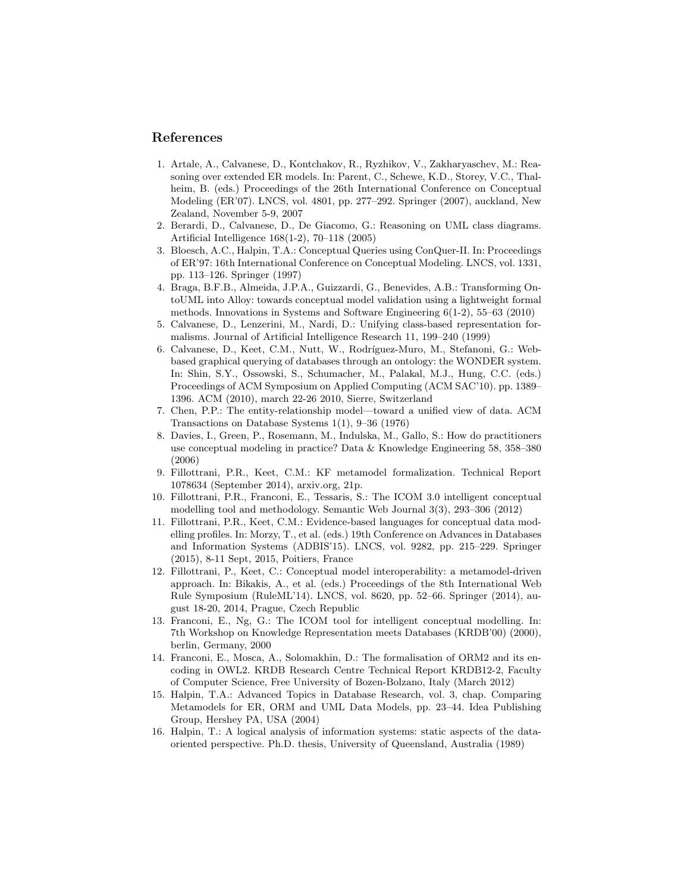## References

1. Artale, A., Calvanese, D., Kontchakov, R., Ryzhikov, V., Zakharyaschev, M.: Reasoning over extended ER models. In: Parent, C., Schewe, K.D., Storey, V.C., Thalheim, B. (eds.) Proceedings of the 26th International Conference on Conceptual Modeling (ER'07). LNCS, vol. 4801, pp. 277–292. Springer (2007), auckland, New Zealand, November 5-9, 2007
2. Berardi, D., Calvanese, D., De Giacomo, G.: Reasoning on UML class diagrams. Artificial Intelligence 168(1-2), 70–118 (2005)
3. Bloesch, A.C., Halpin, T.A.: Conceptual Queries using ConQuer-II. In: Proceedings of ER'97: 16th International Conference on Conceptual Modeling. LNCS, vol. 1331, pp. 113–126. Springer (1997)
4. Braga, B.F.B., Almeida, J.P.A., Guizzardi, G., Benevides, A.B.: Transforming OntoUML into Alloy: towards conceptual model validation using a lightweight formal methods. Innovations in Systems and Software Engineering 6(1-2), 55–63 (2010)
5. Calvanese, D., Lenzerini, M., Nardi, D.: Unifying class-based representation formalisms. Journal of Artificial Intelligence Research 11, 199–240 (1999)
6. Calvanese, D., Keet, C.M., Nutt, W., Rodríguez-Muro, M., Stefanoni, G.: Web-based graphical querying of databases through an ontology: the WONDER system. In: Shin, S.Y., Ossowski, S., Schumacher, M., Palakal, M.J., Hung, C.C. (eds.) Proceedings of ACM Symposium on Applied Computing (ACM SAC'10). pp. 1389–1396. ACM (2010), march 22-26 2010, Sierre, Switzerland
7. Chen, P.P.: The entity-relationship model—toward a unified view of data. ACM Transactions on Database Systems 1(1), 9–36 (1976)
8. Davies, I., Green, P., Rosemann, M., Indulska, M., Gallo, S.: How do practitioners use conceptual modeling in practice? Data & Knowledge Engineering 58, 358–380 (2006)
9. Fillottrani, P.R., Keet, C.M.: KF metamodel formalization. Technical Report 1078634 (September 2014), arxiv.org, 21p.
10. Fillottrani, P.R., Franconi, E., Tessaris, S.: The ICOM 3.0 intelligent conceptual modelling tool and methodology. Semantic Web Journal 3(3), 293–306 (2012)
11. Fillottrani, P.R., Keet, C.M.: Evidence-based languages for conceptual data modelling profiles. In: Morzy, T., et al. (eds.) 19th Conference on Advances in Databases and Information Systems (ADBIS'15). LNCS, vol. 9282, pp. 215–229. Springer (2015), 8-11 Sept, 2015, Poitiers, France
12. Fillottrani, P., Keet, C.: Conceptual model interoperability: a metamodel-driven approach. In: Bikakis, A., et al. (eds.) Proceedings of the 8th International Web Rule Symposium (RuleML'14). LNCS, vol. 8620, pp. 52–66. Springer (2014), august 18-20, 2014, Prague, Czech Republic
13. Franconi, E., Ng, G.: The ICOM tool for intelligent conceptual modelling. In: 7th Workshop on Knowledge Representation meets Databases (KRDB'00) (2000), berlin, Germany, 2000
14. Franconi, E., Mosca, A., Solomakhin, D.: The formalisation of ORM2 and its encoding in OWL2. KRDB Research Centre Technical Report KRDB12-2, Faculty of Computer Science, Free University of Bozen-Bolzano, Italy (March 2012)
15. Halpin, T.A.: Advanced Topics in Database Research, vol. 3, chap. Comparing Metamodels for ER, ORM and UML Data Models, pp. 23–44. Idea Publishing Group, Hershey PA, USA (2004)
16. Halpin, T.: A logical analysis of information systems: static aspects of the data-oriented perspective. Ph.D. thesis, University of Queensland, Australia (1989)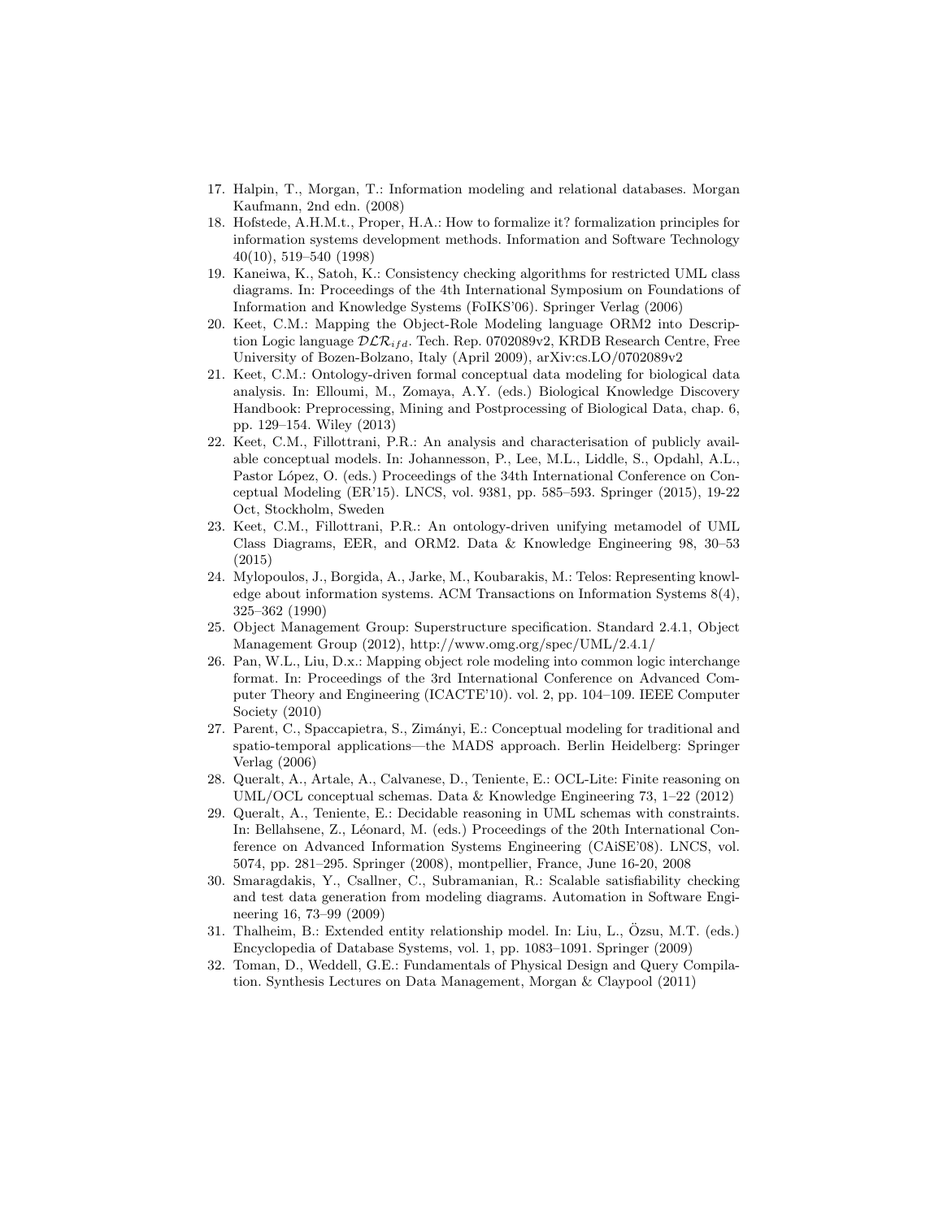17. Halpin, T., Morgan, T.: Information modeling and relational databases. Morgan Kaufmann, 2nd edn. (2008)
18. Hofstede, A.H.M.t., Proper, H.A.: How to formalize it? formalization principles for information systems development methods. Information and Software Technology 40(10), 519–540 (1998)
19. Kaneiwa, K., Satoh, K.: Consistency checking algorithms for restricted UML class diagrams. In: Proceedings of the 4th International Symposium on Foundations of Information and Knowledge Systems (FoIKS'06). Springer Verlag (2006)
20. Keet, C.M.: Mapping the Object-Role Modeling language ORM2 into Description Logic language $\mathcal{DLR}_{ifd}$. Tech. Rep. 0702089v2, KRDB Research Centre, Free University of Bozen-Bolzano, Italy (April 2009), arXiv:cs.LO/0702089v2
21. Keet, C.M.: Ontology-driven formal conceptual data modeling for biological data analysis. In: Elloumi, M., Zomaya, A.Y. (eds.) Biological Knowledge Discovery Handbook: Preprocessing, Mining and Postprocessing of Biological Data, chap. 6, pp. 129–154. Wiley (2013)
22. Keet, C.M., Fillottrani, P.R.: An analysis and characterisation of publicly available conceptual models. In: Johannesson, P., Lee, M.L., Liddle, S., Opdahl, A.L., Pastor López, O. (eds.) Proceedings of the 34th International Conference on Conceptual Modeling (ER'15). LNCS, vol. 9381, pp. 585–593. Springer (2015), 19-22 Oct, Stockholm, Sweden
23. Keet, C.M., Fillottrani, P.R.: An ontology-driven unifying metamodel of UML Class Diagrams, EER, and ORM2. Data & Knowledge Engineering 98, 30–53 (2015)
24. Mylopoulos, J., Borgida, A., Jarke, M., Koubarakis, M.: Telos: Representing knowledge about information systems. ACM Transactions on Information Systems 8(4), 325–362 (1990)
25. Object Management Group: Superstructure specification. Standard 2.4.1, Object Management Group (2012), http://www.omg.org/spec/UML/2.4.1/
26. Pan, W.L., Liu, D.x.: Mapping object role modeling into common logic interchange format. In: Proceedings of the 3rd International Conference on Advanced Computer Theory and Engineering (ICACTE'10). vol. 2, pp. 104–109. IEEE Computer Society (2010)
27. Parent, C., Spaccapietra, S., Zimányi, E.: Conceptual modeling for traditional and spatio-temporal applications—the MADS approach. Berlin Heidelberg: Springer Verlag (2006)
28. Queralt, A., Artale, A., Calvanese, D., Teniente, E.: OCL-Lite: Finite reasoning on UML/OCL conceptual schemas. Data & Knowledge Engineering 73, 1–22 (2012)
29. Queralt, A., Teniente, E.: Decidable reasoning in UML schemas with constraints. In: Bellahsene, Z., Léonard, M. (eds.) Proceedings of the 20th International Conference on Advanced Information Systems Engineering (CAiSE'08). LNCS, vol. 5074, pp. 281–295. Springer (2008), montpellier, France, June 16-20, 2008
30. Smaragdakis, Y., Csallner, C., Subramanian, R.: Scalable satisfiability checking and test data generation from modeling diagrams. Automation in Software Engineering 16, 73–99 (2009)
31. Thalheim, B.: Extended entity relationship model. In: Liu, L., Özsu, M.T. (eds.) Encyclopedia of Database Systems, vol. 1, pp. 1083–1091. Springer (2009)
32. Toman, D., Weddell, G.E.: Fundamentals of Physical Design and Query Compilation. Synthesis Lectures on Data Management, Morgan & Claypool (2011)